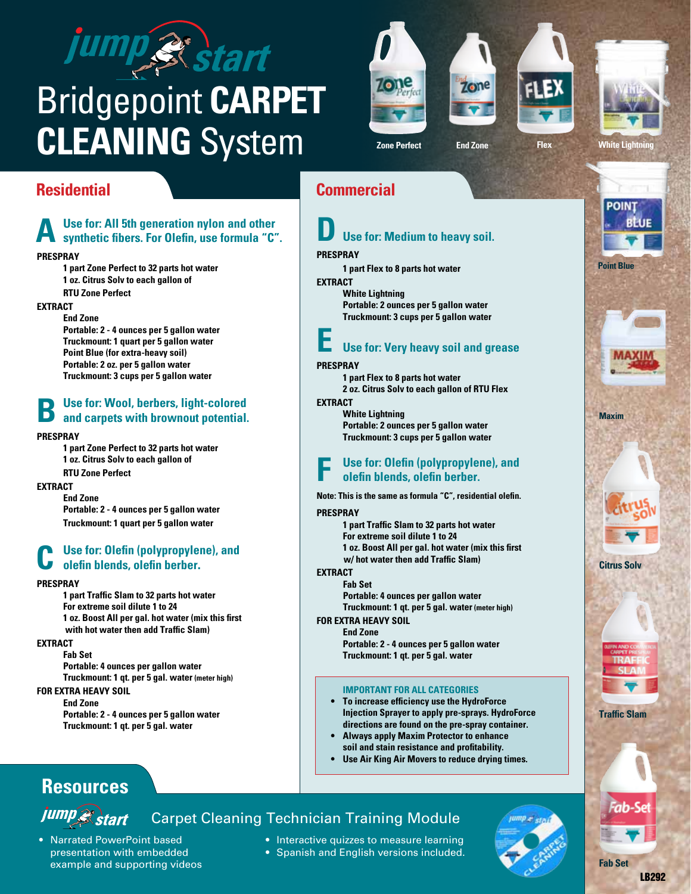# jump start

# Bridgepoint CARPET CLEANING System

Zone Perfect | End Zone | Flex | White Lightning | Point Blue | Maxim | Citrus Solv | Traffic Slam | Fab Set

## Residential

### A Use for: All 5th generation nylon and other synthetic fibers. For Olefin, use formula "C".

**PRESPRAY**

1 part Zone Perfect to 32 parts hot water
1 oz. Citrus Solv to each gallon of RTU Zone Perfect

**EXTRACT**

End Zone
Portable: 2 - 4 ounces per 5 gallon water
Truckmount: 1 quart per 5 gallon water
Point Blue (for extra-heavy soil)
Portable: 2 oz. per 5 gallon water
Truckmount: 3 cups per 5 gallon water

### B Use for: Wool, berbers, light-colored and carpets with brownout potential.

**PRESPRAY**

1 part Zone Perfect to 32 parts hot water
1 oz. Citrus Solv to each gallon of RTU Zone Perfect

**EXTRACT**

End Zone
Portable: 2 - 4 ounces per 5 gallon water
Truckmount: 1 quart per 5 gallon water

### C Use for: Olefin (polypropylene), and olefin blends, olefin berber.

**PRESPRAY**

1 part Traffic Slam to 32 parts hot water
For extreme soil dilute 1 to 24
1 oz. Boost All per gal. hot water (mix this first with hot water then add Traffic Slam)

**EXTRACT**

Fab Set
Portable: 4 ounces per gallon water
Truckmount: 1 qt. per 5 gal. water (meter high)

**FOR EXTRA HEAVY SOIL**

End Zone
Portable: 2 - 4 ounces per 5 gallon water
Truckmount: 1 qt. per 5 gal. water

## Commercial

### D Use for: Medium to heavy soil.

**PRESPRAY**

1 part Flex to 8 parts hot water

**EXTRACT**

White Lightning
Portable: 2 ounces per 5 gallon water
Truckmount: 3 cups per 5 gallon water

### E Use for: Very heavy soil and grease

**PRESPRAY**

1 part Flex to 8 parts hot water
2 oz. Citrus Solv to each gallon of RTU Flex

**EXTRACT**

White Lightning
Portable: 2 ounces per 5 gallon water
Truckmount: 3 cups per 5 gallon water

### F Use for: Olefin (polypropylene), and olefin blends, olefin berber.

Note: This is the same as formula "C", residential olefin.

**PRESPRAY**

1 part Traffic Slam to 32 parts hot water
For extreme soil dilute 1 to 24
1 oz. Boost All per gal. hot water (mix this first w/ hot water then add Traffic Slam)

**EXTRACT**

Fab Set
Portable: 4 ounces per gallon water
Truckmount: 1 qt. per 5 gal. water (meter high)

**FOR EXTRA HEAVY SOIL**

End Zone
Portable: 2 - 4 ounces per 5 gallon water
Truckmount: 1 qt. per 5 gal. water

**IMPORTANT FOR ALL CATEGORIES**

- To increase efficiency use the HydroForce Injection Sprayer to apply pre-sprays. HydroForce directions are found on the pre-spray container.
- Always apply Maxim Protector to enhance soil and stain resistance and profitability.
- Use Air King Air Movers to reduce drying times.

## Resources

**jump start** Carpet Cleaning Technician Training Module

- Narrated PowerPoint based presentation with embedded example and supporting videos
- Interactive quizzes to measure learning
- Spanish and English versions included.

LB292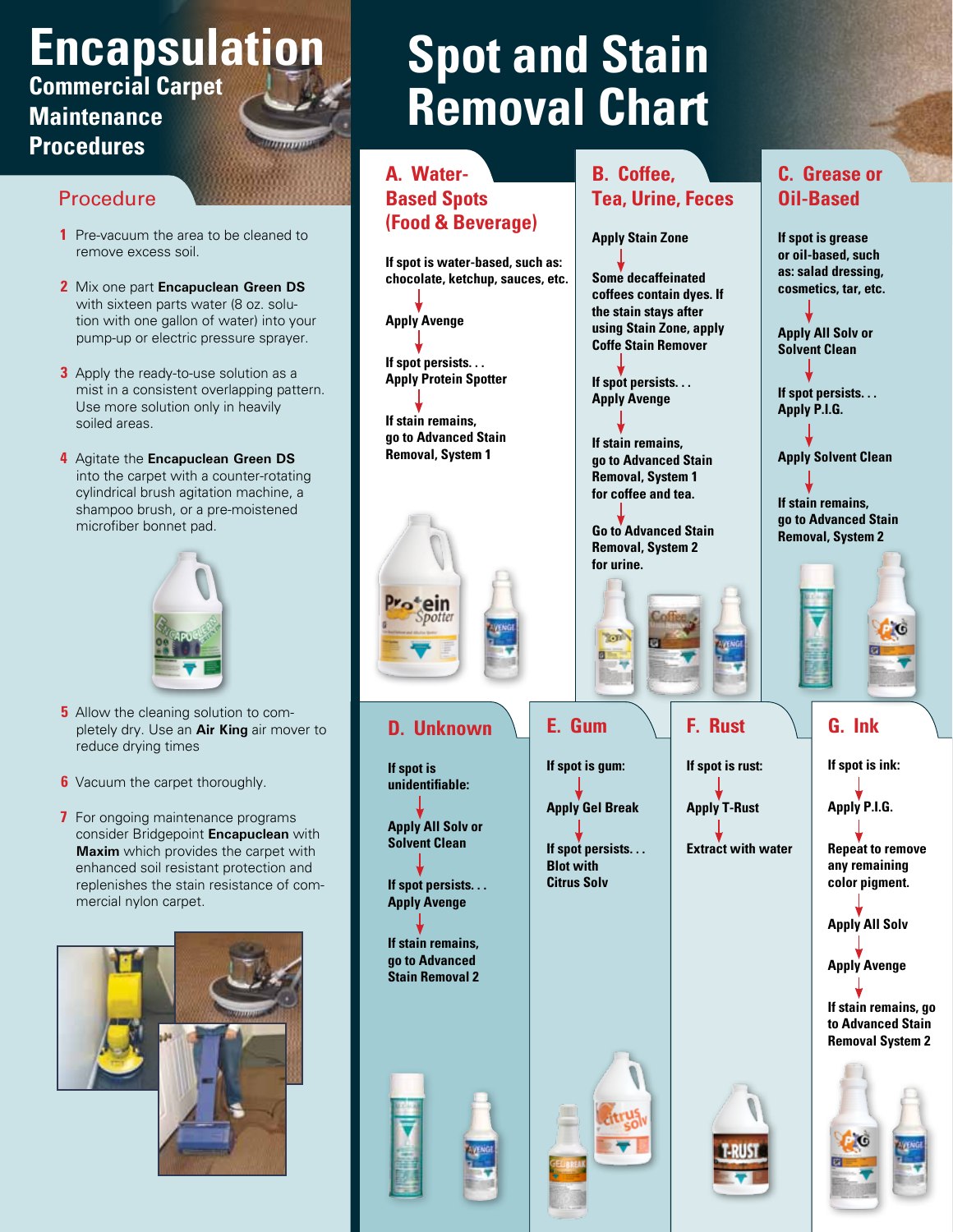# Encapsulation

## Commercial Carpet Maintenance Procedures

### Procedure

1. Pre-vacuum the area to be cleaned to remove excess soil.
2. Mix one part **Encapuclean Green DS** with sixteen parts water (8 oz. solution with one gallon of water) into your pump-up or electric pressure sprayer.
3. Apply the ready-to-use solution as a mist in a consistent overlapping pattern. Use more solution only in heavily soiled areas.
4. Agitate the **Encapuclean Green DS** into the carpet with a counter-rotating cylindrical brush agitation machine, a shampoo brush, or a pre-moistened microfiber bonnet pad.
5. Allow the cleaning solution to completely dry. Use an **Air King** air mover to reduce drying times
6. Vacuum the carpet thoroughly.
7. For ongoing maintenance programs consider Bridgepoint **Encapuclean** with **Maxim** which provides the carpet with enhanced soil resistant protection and replenishes the stain resistance of commercial nylon carpet.

# Spot and Stain Removal Chart

## A. Water-Based Spots (Food & Beverage)

If spot is water-based, such as: chocolate, ketchup, sauces, etc.

↓ Apply Avenge

↓ If spot persists. . . Apply Protein Spotter

↓ If stain remains, go to Advanced Stain Removal, System 1

## B. Coffee, Tea, Urine, Feces

Apply Stain Zone

↓ Some decaffeinated coffees contain dyes. If the stain stays after using Stain Zone, apply Coffe Stain Remover

↓ If spot persists. . . Apply Avenge

↓ If stain remains, go to Advanced Stain Removal, System 1 for coffee and tea.

↓ Go to Advanced Stain Removal, System 2 for urine.

## C. Grease or Oil-Based

If spot is grease or oil-based, such as: salad dressing, cosmetics, tar, etc.

↓ Apply All Solv or Solvent Clean

↓ If spot persists. . . Apply P.I.G.

↓ Apply Solvent Clean

↓ If stain remains, go to Advanced Stain Removal, System 2

## D. Unknown

If spot is unidentifiable:

↓ Apply All Solv or Solvent Clean

↓ If spot persists. . . Apply Avenge

↓ If stain remains, go to Advanced Stain Removal 2

## E. Gum

If spot is gum:

↓ Apply Gel Break

↓ If spot persists. . . Blot with Citrus Solv

## F. Rust

If spot is rust:

↓ Apply T-Rust

↓ Extract with water

## G. Ink

If spot is ink:

↓ Apply P.I.G.

↓ Repeat to remove any remaining color pigment.

↓ Apply All Solv

↓ Apply Avenge

↓ If stain remains, go to Advanced Stain Removal System 2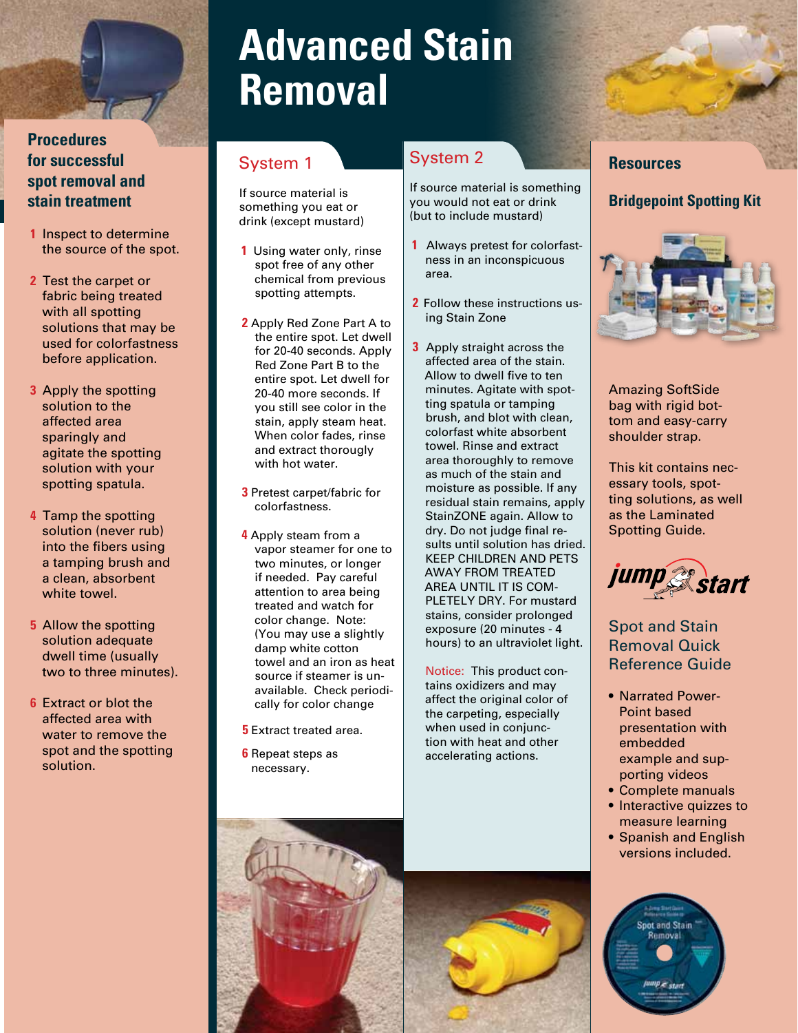# Advanced Stain Removal

## Procedures for successful spot removal and stain treatment

1. Inspect to determine the source of the spot.
2. Test the carpet or fabric being treated with all spotting solutions that may be used for colorfastness before application.
3. Apply the spotting solution to the affected area sparingly and agitate the spotting solution with your spotting spatula.
4. Tamp the spotting solution (never rub) into the fibers using a tamping brush and a clean, absorbent white towel.
5. Allow the spotting solution adequate dwell time (usually two to three minutes).
6. Extract or blot the affected area with water to remove the spot and the spotting solution.

## System 1

If source material is something you eat or drink (except mustard)

1. Using water only, rinse spot free of any other chemical from previous spotting attempts.
2. Apply Red Zone Part A to the entire spot. Let dwell for 20-40 seconds. Apply Red Zone Part B to the entire spot. Let dwell for 20-40 more seconds. If you still see color in the stain, apply steam heat. When color fades, rinse and extract thoroughly with hot water.
3. Pretest carpet/fabric for colorfastness.
4. Apply steam from a vapor steamer for one to two minutes, or longer if needed. Pay careful attention to area being treated and watch for color change. Note: (You may use a slightly damp white cotton towel and an iron as heat source if steamer is unavailable. Check periodically for color change
5. Extract treated area.
6. Repeat steps as necessary.

## System 2

If source material is something you would not eat or drink (but to include mustard)

1. Always pretest for colorfastness in an inconspicuous area.
2. Follow these instructions using Stain Zone
3. Apply straight across the affected area of the stain. Allow to dwell five to ten minutes. Agitate with spotting spatula or tamping brush, and blot with clean, colorfast white absorbent towel. Rinse and extract area thoroughly to remove as much of the stain and moisture as possible. If any residual stain remains, apply StainZONE again. Allow to dry. Do not judge final results until solution has dried. KEEP CHILDREN AND PETS AWAY FROM TREATED AREA UNTIL IT IS COMPLETELY DRY. For mustard stains, consider prolonged exposure (20 minutes - 4 hours) to an ultraviolet light.

Notice: This product contains oxidizers and may affect the original color of the carpeting, especially when used in conjunction with heat and other accelerating actions.

## Resources

### Bridgepoint Spotting Kit

Amazing SoftSide bag with rigid bottom and easy-carry shoulder strap.

This kit contains necessary tools, spotting solutions, as well as the Laminated Spotting Guide.

jump start

### Spot and Stain Removal Quick Reference Guide

- Narrated PowerPoint based presentation with embedded example and supporting videos
- Complete manuals
- Interactive quizzes to measure learning
- Spanish and English versions included.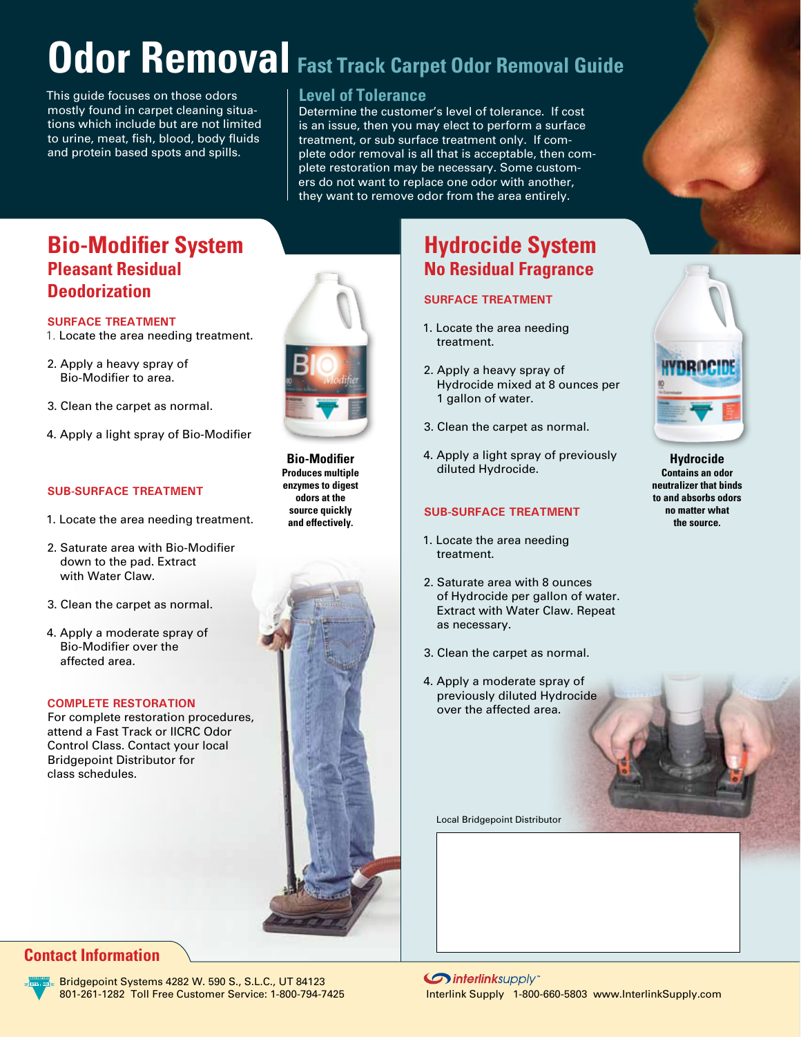# Odor Removal Fast Track Carpet Odor Removal Guide

This guide focuses on those odors mostly found in carpet cleaning situations which include but are not limited to urine, meat, fish, blood, body fluids and protein based spots and spills.

## Level of Tolerance

Determine the customer's level of tolerance. If cost is an issue, then you may elect to perform a surface treatment, or sub surface treatment only. If complete odor removal is all that is acceptable, then complete restoration may be necessary. Some customers do not want to replace one odor with another, they want to remove odor from the area entirely.

## Bio-Modifier System

### Pleasant Residual Deodorization

**SURFACE TREATMENT**

1. Locate the area needing treatment.
2. Apply a heavy spray of Bio-Modifier to area.
3. Clean the carpet as normal.
4. Apply a light spray of Bio-Modifier

**SUB-SURFACE TREATMENT**

1. Locate the area needing treatment.
2. Saturate area with Bio-Modifier down to the pad. Extract with Water Claw.
3. Clean the carpet as normal.
4. Apply a moderate spray of Bio-Modifier over the affected area.

**COMPLETE RESTORATION**

For complete restoration procedures, attend a Fast Track or IICRC Odor Control Class. Contact your local Bridgepoint Distributor for class schedules.

**Bio-Modifier**
**Produces multiple enzymes to digest odors at the source quickly and effectively.**

## Hydrocide System

### No Residual Fragrance

**SURFACE TREATMENT**

1. Locate the area needing treatment.
2. Apply a heavy spray of Hydrocide mixed at 8 ounces per 1 gallon of water.
3. Clean the carpet as normal.
4. Apply a light spray of previously diluted Hydrocide.

**SUB-SURFACE TREATMENT**

1. Locate the area needing treatment.
2. Saturate area with 8 ounces of Hydrocide per gallon of water. Extract with Water Claw. Repeat as necessary.
3. Clean the carpet as normal.
4. Apply a moderate spray of previously diluted Hydrocide over the affected area.

**Hydrocide**
**Contains an odor neutralizer that binds to and absorbs odors no matter what the source.**

Local Bridgepoint Distributor

## Contact Information

Bridgepoint Systems 4282 W. 590 S., S.L.C., UT 84123
801-261-1282 Toll Free Customer Service: 1-800-794-7425

interlinksupply™
Interlink Supply 1-800-660-5803 www.InterlinkSupply.com